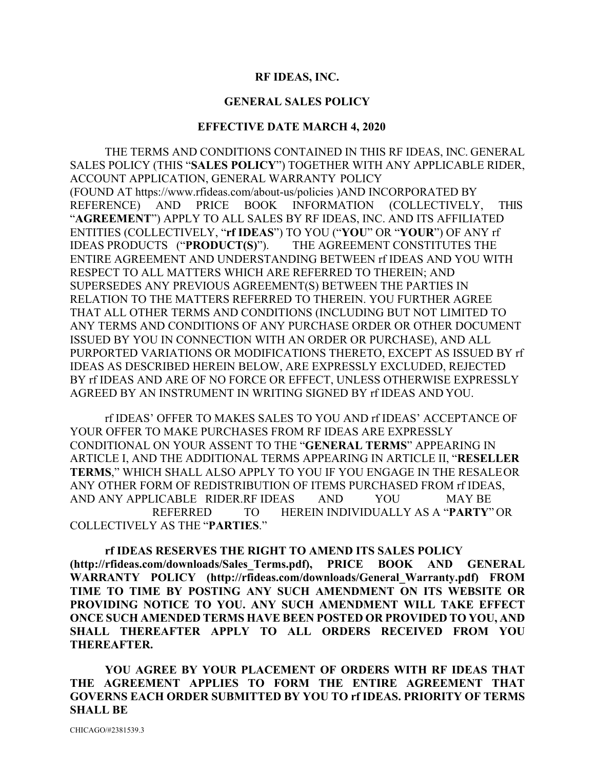# RF IDEAS, INC.

## GENERAL SALES POLICY

### EFFECTIVE DATE MARCH 4, 2020

THE TERMS AND CONDITIONS CONTAINED IN THIS RF IDEAS, INC. GENERAL SALES POLICY (THIS "**SALES POLICY**") TOGETHER WITH ANY APPLICABLE RIDER, ACCOUNT APPLICATION, GENERAL WARRANTY POLICY (FOUND AT https://www.rfideas.com/about-us/policies )AND INCORPORATED BY REFERENCE) AND PRICE BOOK INFORMATION (COLLECTIVELY, THIS "**AGREEMENT**") APPLY TO ALL SALES BY RF IDEAS, INC. AND ITS AFFILIATED ENTITIES (COLLECTIVELY, "**rf IDEAS**") TO YOU ("**YOU**" OR "**YOUR**") OF ANY rf IDEAS PRODUCTS ("**PRODUCT(S)**"). THE AGREEMENT CONSTITUTES THE ENTIRE AGREEMENT AND UNDERSTANDING BETWEEN rf IDEAS AND YOU WITH RESPECT TO ALL MATTERS WHICH ARE REFERRED TO THEREIN; AND SUPERSEDES ANY PREVIOUS AGREEMENT(S) BETWEEN THE PARTIES IN RELATION TO THE MATTERS REFERRED TO THEREIN. YOU FURTHER AGREE THAT ALL OTHER TERMS AND CONDITIONS (INCLUDING BUT NOT LIMITED TO ANY TERMS AND CONDITIONS OF ANY PURCHASE ORDER OR OTHER DOCUMENT ISSUED BY YOU IN CONNECTION WITH AN ORDER OR PURCHASE), AND ALL PURPORTED VARIATIONS OR MODIFICATIONS THERETO, EXCEPT AS ISSUED BY rf IDEAS AS DESCRIBED HEREIN BELOW, ARE EXPRESSLY EXCLUDED, REJECTED BY rf IDEAS AND ARE OF NO FORCE OR EFFECT, UNLESS OTHERWISE EXPRESSLY AGREED BY AN INSTRUMENT IN WRITING SIGNED BY rf IDEAS AND YOU.

rf IDEAS' OFFER TO MAKES SALES TO YOU AND rf IDEAS' ACCEPTANCE OF YOUR OFFER TO MAKE PURCHASES FROM RF IDEAS ARE EXPRESSLY CONDITIONAL ON YOUR ASSENT TO THE "**GENERAL TERMS**" APPEARING IN ARTICLE I, AND THE ADDITIONAL TERMS APPEARING IN ARTICLE II, "**RESELLER TERMS**," WHICH SHALL ALSO APPLY TO YOU IF YOU ENGAGE IN THE RESALE OR ANY OTHER FORM OF REDISTRIBUTION OF ITEMS PURCHASED FROM rf IDEAS, AND ANY APPLICABLE RIDER. RF IDEAS AND YOU MAY BE REFERRED TO HEREIN INDIVIDUALLY AS A "**PARTY**" OR COLLECTIVELY AS THE "**PARTIES**."

**rf IDEAS RESERVES THE RIGHT TO AMEND ITS SALES POLICY (http://rfideas.com/downloads/Sales_Terms.pdf), PRICE BOOK AND GENERAL WARRANTY POLICY (http://rfideas.com/downloads/General_Warranty.pdf) FROM TIME TO TIME BY POSTING ANY SUCH AMENDMENT ON ITS WEBSITE OR PROVIDING NOTICE TO YOU. ANY SUCH AMENDMENT WILL TAKE EFFECT ONCE SUCH AMENDED TERMS HAVE BEEN POSTED OR PROVIDED TO YOU, AND SHALL THEREAFTER APPLY TO ALL ORDERS RECEIVED FROM YOU THEREAFTER.**

**YOU AGREE BY YOUR PLACEMENT OF ORDERS WITH RF IDEAS THAT THE AGREEMENT APPLIES TO FORM THE ENTIRE AGREEMENT THAT GOVERNS EACH ORDER SUBMITTED BY YOU TO rf IDEAS. PRIORITY OF TERMS SHALL BE**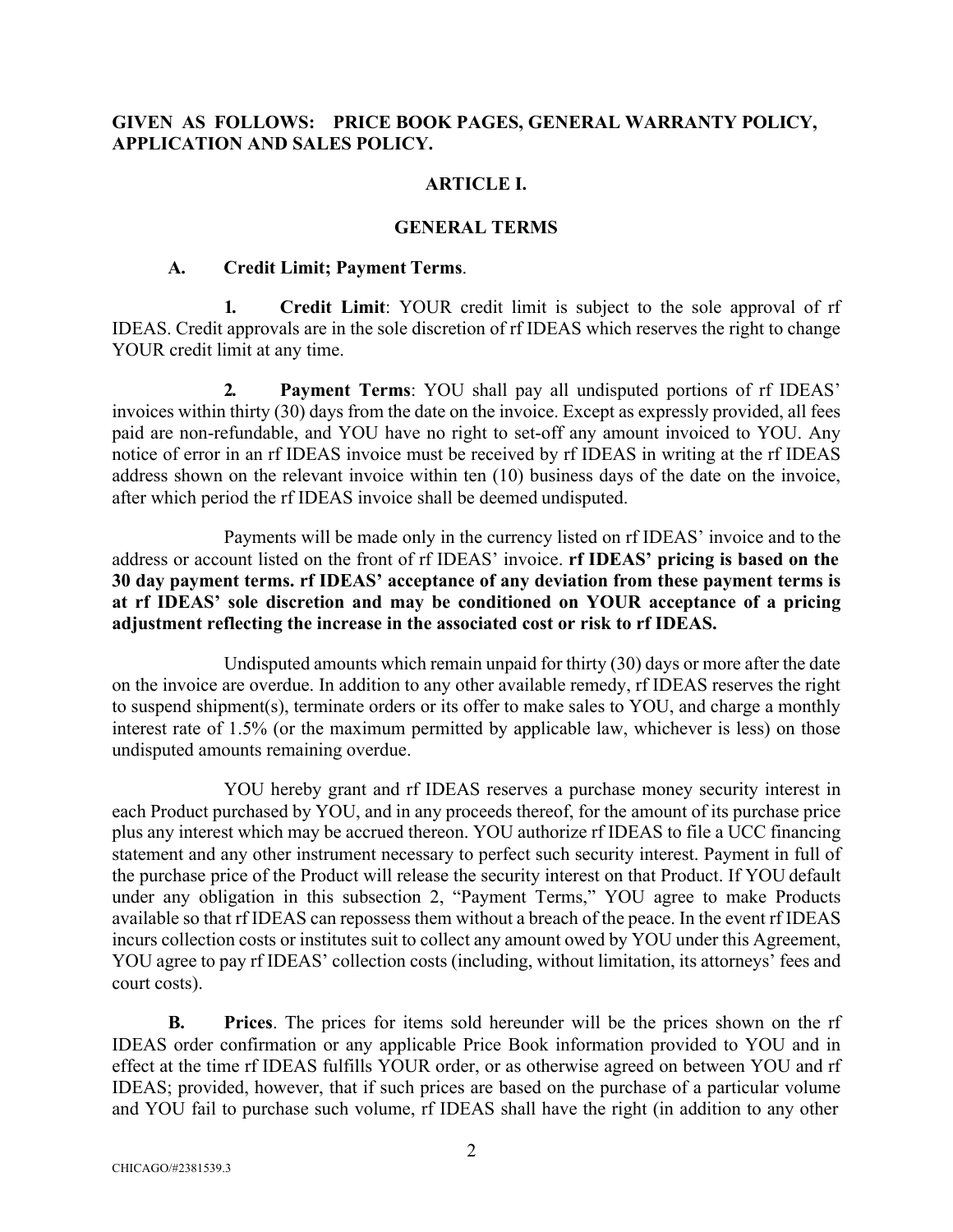**GIVEN AS FOLLOWS: PRICE BOOK PAGES, GENERAL WARRANTY POLICY, APPLICATION AND SALES POLICY.**

## ARTICLE I.

## GENERAL TERMS

**A. Credit Limit; Payment Terms**.

**1. Credit Limit**: YOUR credit limit is subject to the sole approval of rf IDEAS. Credit approvals are in the sole discretion of rf IDEAS which reserves the right to change YOUR credit limit at any time.

**2. Payment Terms**: YOU shall pay all undisputed portions of rf IDEAS' invoices within thirty (30) days from the date on the invoice. Except as expressly provided, all fees paid are non-refundable, and YOU have no right to set-off any amount invoiced to YOU. Any notice of error in an rf IDEAS invoice must be received by rf IDEAS in writing at the rf IDEAS address shown on the relevant invoice within ten (10) business days of the date on the invoice, after which period the rf IDEAS invoice shall be deemed undisputed.

Payments will be made only in the currency listed on rf IDEAS' invoice and to the address or account listed on the front of rf IDEAS' invoice. **rf IDEAS' pricing is based on the 30 day payment terms. rf IDEAS' acceptance of any deviation from these payment terms is at rf IDEAS' sole discretion and may be conditioned on YOUR acceptance of a pricing adjustment reflecting the increase in the associated cost or risk to rf IDEAS.**

Undisputed amounts which remain unpaid for thirty (30) days or more after the date on the invoice are overdue. In addition to any other available remedy, rf IDEAS reserves the right to suspend shipment(s), terminate orders or its offer to make sales to YOU, and charge a monthly interest rate of 1.5% (or the maximum permitted by applicable law, whichever is less) on those undisputed amounts remaining overdue.

YOU hereby grant and rf IDEAS reserves a purchase money security interest in each Product purchased by YOU, and in any proceeds thereof, for the amount of its purchase price plus any interest which may be accrued thereon. YOU authorize rf IDEAS to file a UCC financing statement and any other instrument necessary to perfect such security interest. Payment in full of the purchase price of the Product will release the security interest on that Product. If YOU default under any obligation in this subsection 2, "Payment Terms," YOU agree to make Products available so that rf IDEAS can repossess them without a breach of the peace. In the event rf IDEAS incurs collection costs or institutes suit to collect any amount owed by YOU under this Agreement, YOU agree to pay rf IDEAS' collection costs (including, without limitation, its attorneys' fees and court costs).

**B. Prices**. The prices for items sold hereunder will be the prices shown on the rf IDEAS order confirmation or any applicable Price Book information provided to YOU and in effect at the time rf IDEAS fulfills YOUR order, or as otherwise agreed on between YOU and rf IDEAS; provided, however, that if such prices are based on the purchase of a particular volume and YOU fail to purchase such volume, rf IDEAS shall have the right (in addition to any other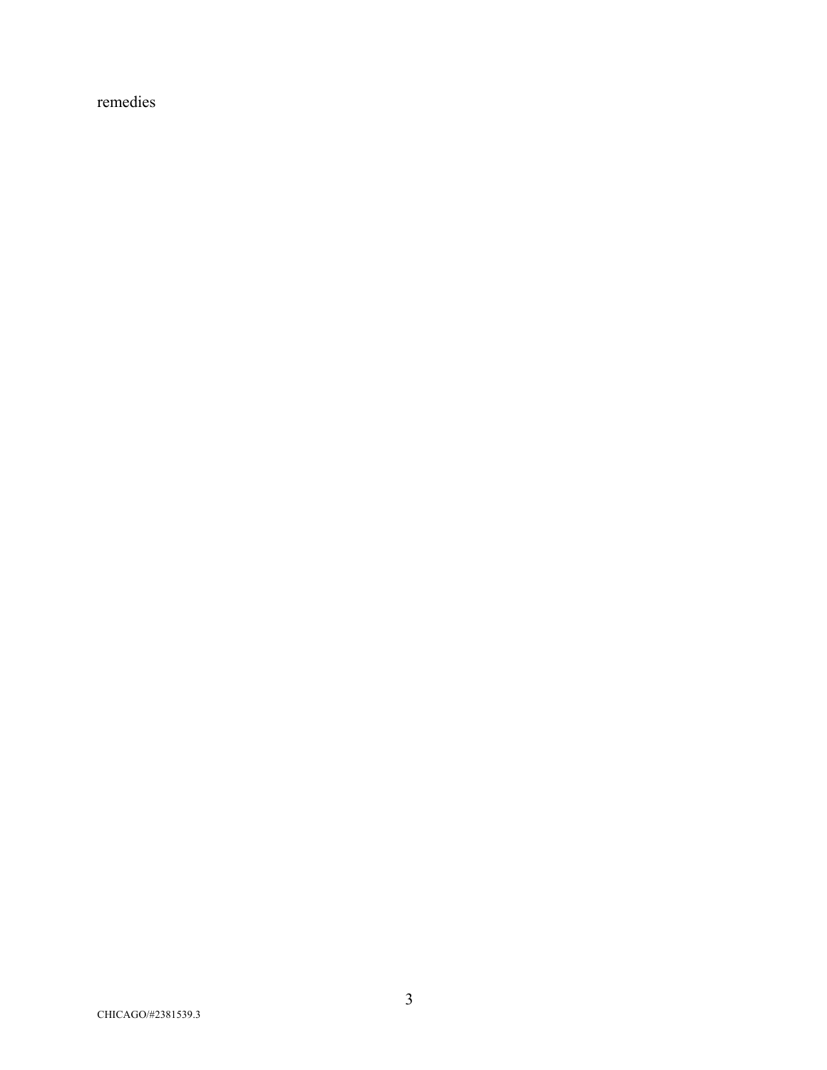remedies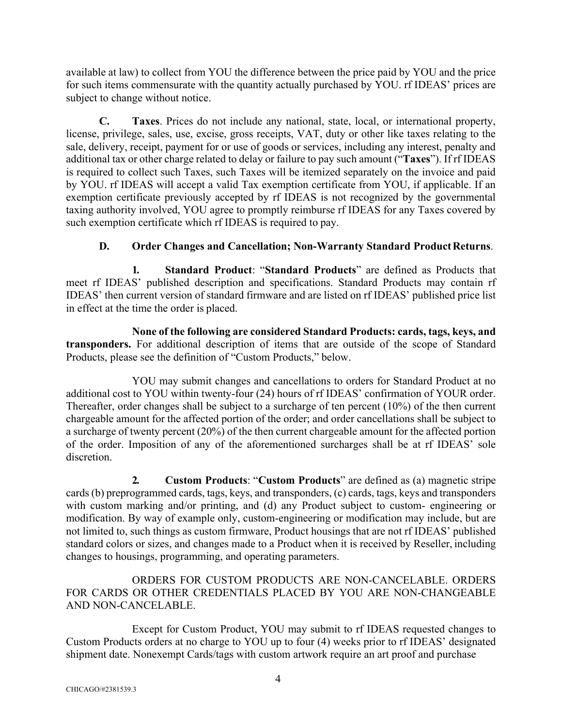available at law) to collect from YOU the difference between the price paid by YOU and the price for such items commensurate with the quantity actually purchased by YOU. rf IDEAS' prices are subject to change without notice.

**C. Taxes**. Prices do not include any national, state, local, or international property, license, privilege, sales, use, excise, gross receipts, VAT, duty or other like taxes relating to the sale, delivery, receipt, payment for or use of goods or services, including any interest, penalty and additional tax or other charge related to delay or failure to pay such amount ("**Taxes**"). If rf IDEAS is required to collect such Taxes, such Taxes will be itemized separately on the invoice and paid by YOU. rf IDEAS will accept a valid Tax exemption certificate from YOU, if applicable. If an exemption certificate previously accepted by rf IDEAS is not recognized by the governmental taxing authority involved, YOU agree to promptly reimburse rf IDEAS for any Taxes covered by such exemption certificate which rf IDEAS is required to pay.

**D. Order Changes and Cancellation; Non-Warranty Standard Product Returns**.

**1. Standard Product**: "**Standard Products**" are defined as Products that meet rf IDEAS' published description and specifications. Standard Products may contain rf IDEAS' then current version of standard firmware and are listed on rf IDEAS' published price list in effect at the time the order is placed.

**None of the following are considered Standard Products: cards, tags, keys, and transponders.** For additional description of items that are outside of the scope of Standard Products, please see the definition of "Custom Products," below.

YOU may submit changes and cancellations to orders for Standard Product at no additional cost to YOU within twenty-four (24) hours of rf IDEAS' confirmation of YOUR order. Thereafter, order changes shall be subject to a surcharge of ten percent (10%) of the then current chargeable amount for the affected portion of the order; and order cancellations shall be subject to a surcharge of twenty percent (20%) of the then current chargeable amount for the affected portion of the order. Imposition of any of the aforementioned surcharges shall be at rf IDEAS' sole discretion.

**2. Custom Products**: "**Custom Products**" are defined as (a) magnetic stripe cards (b) preprogrammed cards, tags, keys, and transponders, (c) cards, tags, keys and transponders with custom marking and/or printing, and (d) any Product subject to custom- engineering or modification. By way of example only, custom-engineering or modification may include, but are not limited to, such things as custom firmware, Product housings that are not rf IDEAS' published standard colors or sizes, and changes made to a Product when it is received by Reseller, including changes to housings, programming, and operating parameters.

ORDERS FOR CUSTOM PRODUCTS ARE NON-CANCELABLE. ORDERS FOR CARDS OR OTHER CREDENTIALS PLACED BY YOU ARE NON-CHANGEABLE AND NON-CANCELABLE.

Except for Custom Product, YOU may submit to rf IDEAS requested changes to Custom Products orders at no charge to YOU up to four (4) weeks prior to rf IDEAS' designated shipment date. Nonexempt Cards/tags with custom artwork require an art proof and purchase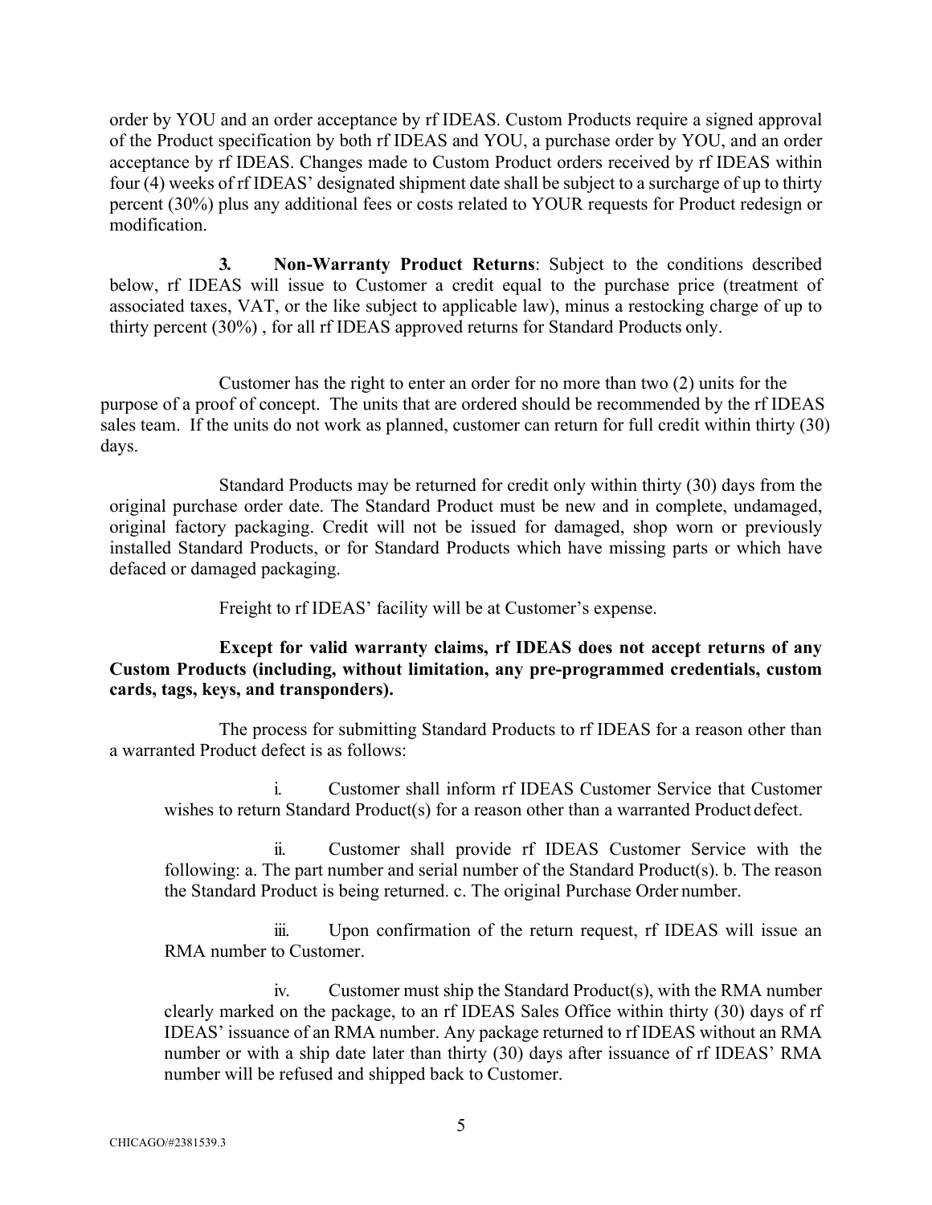order by YOU and an order acceptance by rf IDEAS. Custom Products require a signed approval of the Product specification by both rf IDEAS and YOU, a purchase order by YOU, and an order acceptance by rf IDEAS. Changes made to Custom Product orders received by rf IDEAS within four (4) weeks of rf IDEAS' designated shipment date shall be subject to a surcharge of up to thirty percent (30%) plus any additional fees or costs related to YOUR requests for Product redesign or modification.

**3. Non-Warranty Product Returns**: Subject to the conditions described below, rf IDEAS will issue to Customer a credit equal to the purchase price (treatment of associated taxes, VAT, or the like subject to applicable law), minus a restocking charge of up to thirty percent (30%) , for all rf IDEAS approved returns for Standard Products only.

Customer has the right to enter an order for no more than two (2) units for the purpose of a proof of concept. The units that are ordered should be recommended by the rf IDEAS sales team. If the units do not work as planned, customer can return for full credit within thirty (30) days.

Standard Products may be returned for credit only within thirty (30) days from the original purchase order date. The Standard Product must be new and in complete, undamaged, original factory packaging. Credit will not be issued for damaged, shop worn or previously installed Standard Products, or for Standard Products which have missing parts or which have defaced or damaged packaging.

Freight to rf IDEAS' facility will be at Customer's expense.

**Except for valid warranty claims, rf IDEAS does not accept returns of any Custom Products (including, without limitation, any pre-programmed credentials, custom cards, tags, keys, and transponders).**

The process for submitting Standard Products to rf IDEAS for a reason other than a warranted Product defect is as follows:

i. Customer shall inform rf IDEAS Customer Service that Customer wishes to return Standard Product(s) for a reason other than a warranted Product defect.

ii. Customer shall provide rf IDEAS Customer Service with the following: a. The part number and serial number of the Standard Product(s). b. The reason the Standard Product is being returned. c. The original Purchase Order number.

iii. Upon confirmation of the return request, rf IDEAS will issue an RMA number to Customer.

iv. Customer must ship the Standard Product(s), with the RMA number clearly marked on the package, to an rf IDEAS Sales Office within thirty (30) days of rf IDEAS' issuance of an RMA number. Any package returned to rf IDEAS without an RMA number or with a ship date later than thirty (30) days after issuance of rf IDEAS' RMA number will be refused and shipped back to Customer.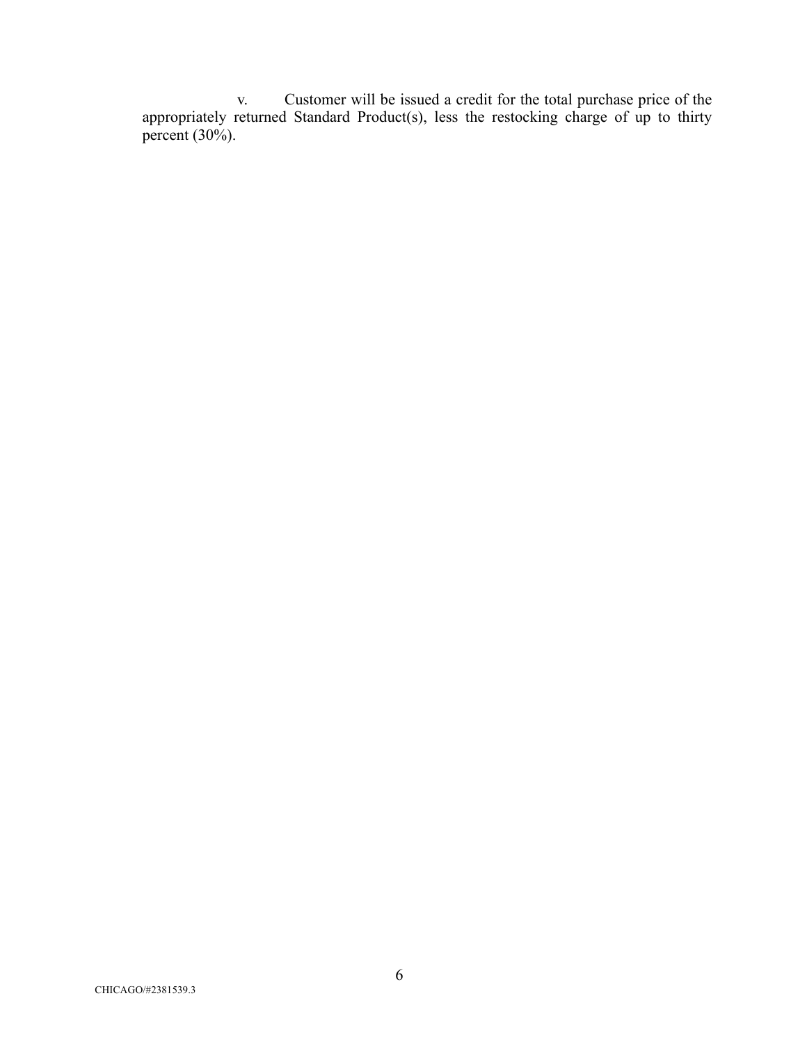v. Customer will be issued a credit for the total purchase price of the appropriately returned Standard Product(s), less the restocking charge of up to thirty percent (30%).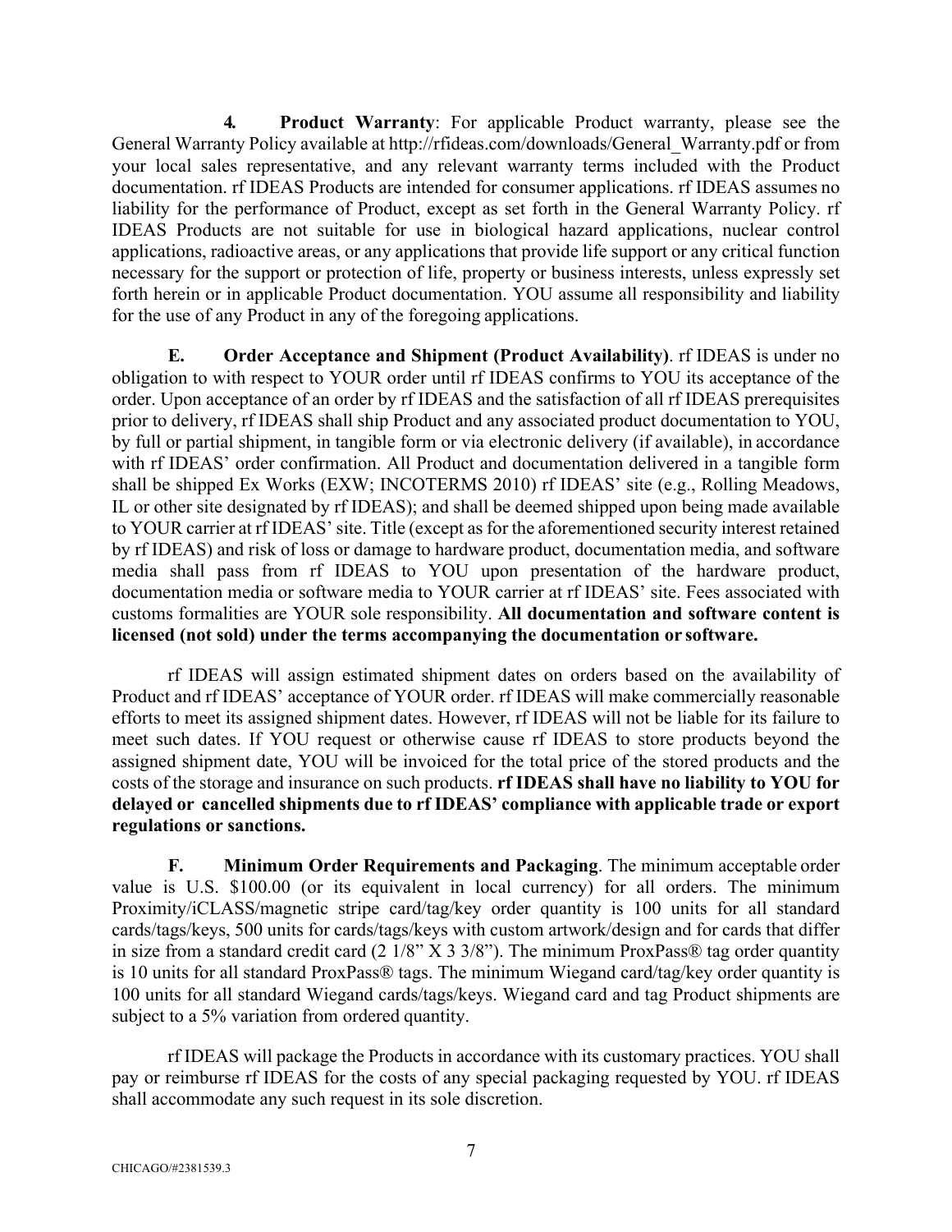**4. Product Warranty**: For applicable Product warranty, please see the General Warranty Policy available at http://rfideas.com/downloads/General_Warranty.pdf or from your local sales representative, and any relevant warranty terms included with the Product documentation. rf IDEAS Products are intended for consumer applications. rf IDEAS assumes no liability for the performance of Product, except as set forth in the General Warranty Policy. rf IDEAS Products are not suitable for use in biological hazard applications, nuclear control applications, radioactive areas, or any applications that provide life support or any critical function necessary for the support or protection of life, property or business interests, unless expressly set forth herein or in applicable Product documentation. YOU assume all responsibility and liability for the use of any Product in any of the foregoing applications.

**E. Order Acceptance and Shipment (Product Availability)**. rf IDEAS is under no obligation to with respect to YOUR order until rf IDEAS confirms to YOU its acceptance of the order. Upon acceptance of an order by rf IDEAS and the satisfaction of all rf IDEAS prerequisites prior to delivery, rf IDEAS shall ship Product and any associated product documentation to YOU, by full or partial shipment, in tangible form or via electronic delivery (if available), in accordance with rf IDEAS' order confirmation. All Product and documentation delivered in a tangible form shall be shipped Ex Works (EXW; INCOTERMS 2010) rf IDEAS' site (e.g., Rolling Meadows, IL or other site designated by rf IDEAS); and shall be deemed shipped upon being made available to YOUR carrier at rf IDEAS' site. Title (except as for the aforementioned security interest retained by rf IDEAS) and risk of loss or damage to hardware product, documentation media, and software media shall pass from rf IDEAS to YOU upon presentation of the hardware product, documentation media or software media to YOUR carrier at rf IDEAS' site. Fees associated with customs formalities are YOUR sole responsibility. **All documentation and software content is licensed (not sold) under the terms accompanying the documentation or software.**

rf IDEAS will assign estimated shipment dates on orders based on the availability of Product and rf IDEAS' acceptance of YOUR order. rf IDEAS will make commercially reasonable efforts to meet its assigned shipment dates. However, rf IDEAS will not be liable for its failure to meet such dates. If YOU request or otherwise cause rf IDEAS to store products beyond the assigned shipment date, YOU will be invoiced for the total price of the stored products and the costs of the storage and insurance on such products. **rf IDEAS shall have no liability to YOU for delayed or cancelled shipments due to rf IDEAS' compliance with applicable trade or export regulations or sanctions.**

**F. Minimum Order Requirements and Packaging**. The minimum acceptable order value is U.S. $100.00 (or its equivalent in local currency) for all orders. The minimum Proximity/iCLASS/magnetic stripe card/tag/key order quantity is 100 units for all standard cards/tags/keys, 500 units for cards/tags/keys with custom artwork/design and for cards that differ in size from a standard credit card (2 1/8" X 3 3/8"). The minimum ProxPass® tag order quantity is 10 units for all standard ProxPass® tags. The minimum Wiegand card/tag/key order quantity is 100 units for all standard Wiegand cards/tags/keys. Wiegand card and tag Product shipments are subject to a 5% variation from ordered quantity.

rf IDEAS will package the Products in accordance with its customary practices. YOU shall pay or reimburse rf IDEAS for the costs of any special packaging requested by YOU. rf IDEAS shall accommodate any such request in its sole discretion.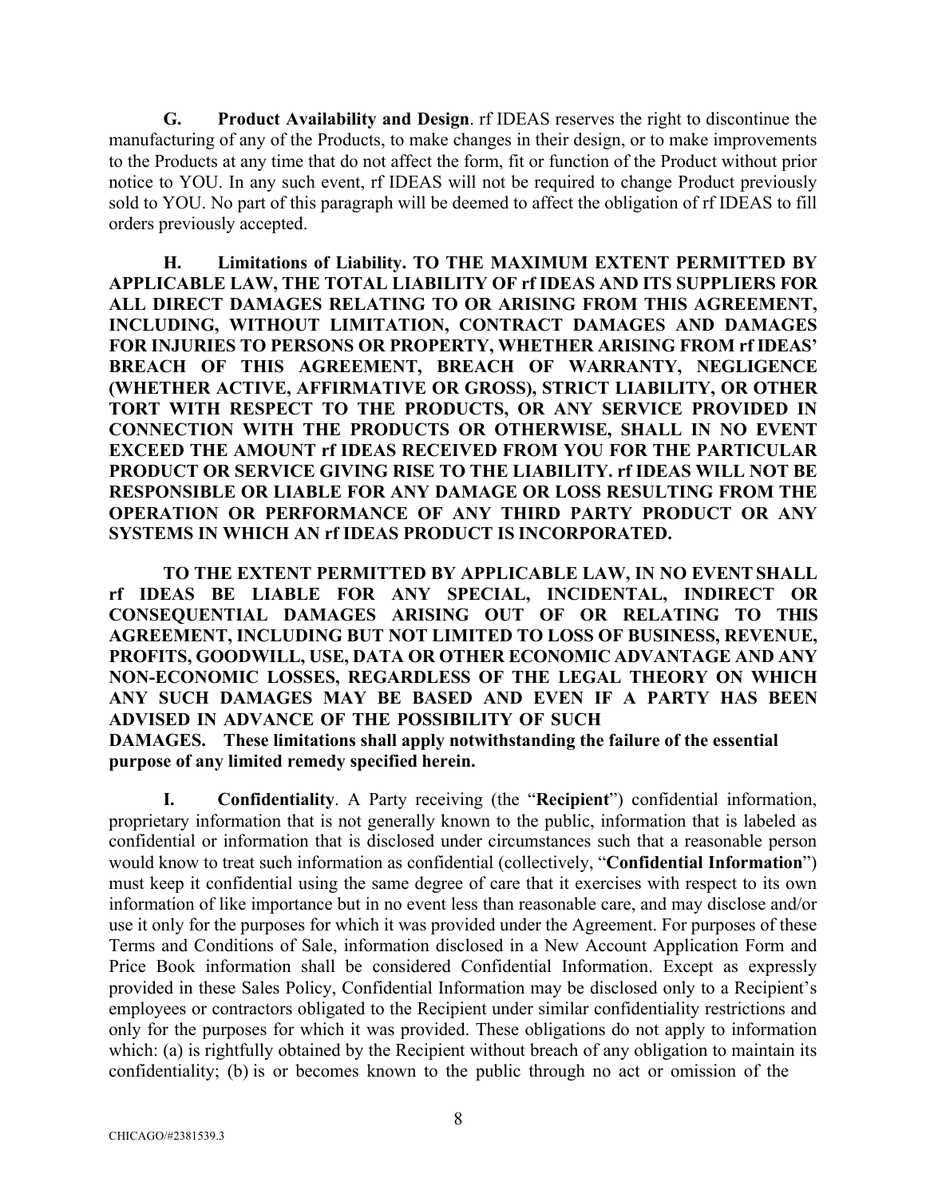**G. Product Availability and Design**. rf IDEAS reserves the right to discontinue the manufacturing of any of the Products, to make changes in their design, or to make improvements to the Products at any time that do not affect the form, fit or function of the Product without prior notice to YOU. In any such event, rf IDEAS will not be required to change Product previously sold to YOU. No part of this paragraph will be deemed to affect the obligation of rf IDEAS to fill orders previously accepted.

**H. Limitations of Liability. TO THE MAXIMUM EXTENT PERMITTED BY APPLICABLE LAW, THE TOTAL LIABILITY OF rf IDEAS AND ITS SUPPLIERS FOR ALL DIRECT DAMAGES RELATING TO OR ARISING FROM THIS AGREEMENT, INCLUDING, WITHOUT LIMITATION, CONTRACT DAMAGES AND DAMAGES FOR INJURIES TO PERSONS OR PROPERTY, WHETHER ARISING FROM rf IDEAS' BREACH OF THIS AGREEMENT, BREACH OF WARRANTY, NEGLIGENCE (WHETHER ACTIVE, AFFIRMATIVE OR GROSS), STRICT LIABILITY, OR OTHER TORT WITH RESPECT TO THE PRODUCTS, OR ANY SERVICE PROVIDED IN CONNECTION WITH THE PRODUCTS OR OTHERWISE, SHALL IN NO EVENT EXCEED THE AMOUNT rf IDEAS RECEIVED FROM YOU FOR THE PARTICULAR PRODUCT OR SERVICE GIVING RISE TO THE LIABILITY. rf IDEAS WILL NOT BE RESPONSIBLE OR LIABLE FOR ANY DAMAGE OR LOSS RESULTING FROM THE OPERATION OR PERFORMANCE OF ANY THIRD PARTY PRODUCT OR ANY SYSTEMS IN WHICH AN rf IDEAS PRODUCT IS INCORPORATED.**

**TO THE EXTENT PERMITTED BY APPLICABLE LAW, IN NO EVENT SHALL rf IDEAS BE LIABLE FOR ANY SPECIAL, INCIDENTAL, INDIRECT OR CONSEQUENTIAL DAMAGES ARISING OUT OF OR RELATING TO THIS AGREEMENT, INCLUDING BUT NOT LIMITED TO LOSS OF BUSINESS, REVENUE, PROFITS, GOODWILL, USE, DATA OR OTHER ECONOMIC ADVANTAGE AND ANY NON-ECONOMIC LOSSES, REGARDLESS OF THE LEGAL THEORY ON WHICH ANY SUCH DAMAGES MAY BE BASED AND EVEN IF A PARTY HAS BEEN ADVISED IN ADVANCE OF THE POSSIBILITY OF SUCH DAMAGES. These limitations shall apply notwithstanding the failure of the essential purpose of any limited remedy specified herein.**

**I. Confidentiality**. A Party receiving (the "**Recipient**") confidential information, proprietary information that is not generally known to the public, information that is labeled as confidential or information that is disclosed under circumstances such that a reasonable person would know to treat such information as confidential (collectively, "**Confidential Information**") must keep it confidential using the same degree of care that it exercises with respect to its own information of like importance but in no event less than reasonable care, and may disclose and/or use it only for the purposes for which it was provided under the Agreement. For purposes of these Terms and Conditions of Sale, information disclosed in a New Account Application Form and Price Book information shall be considered Confidential Information. Except as expressly provided in these Sales Policy, Confidential Information may be disclosed only to a Recipient's employees or contractors obligated to the Recipient under similar confidentiality restrictions and only for the purposes for which it was provided. These obligations do not apply to information which: (a) is rightfully obtained by the Recipient without breach of any obligation to maintain its confidentiality; (b) is or becomes known to the public through no act or omission of the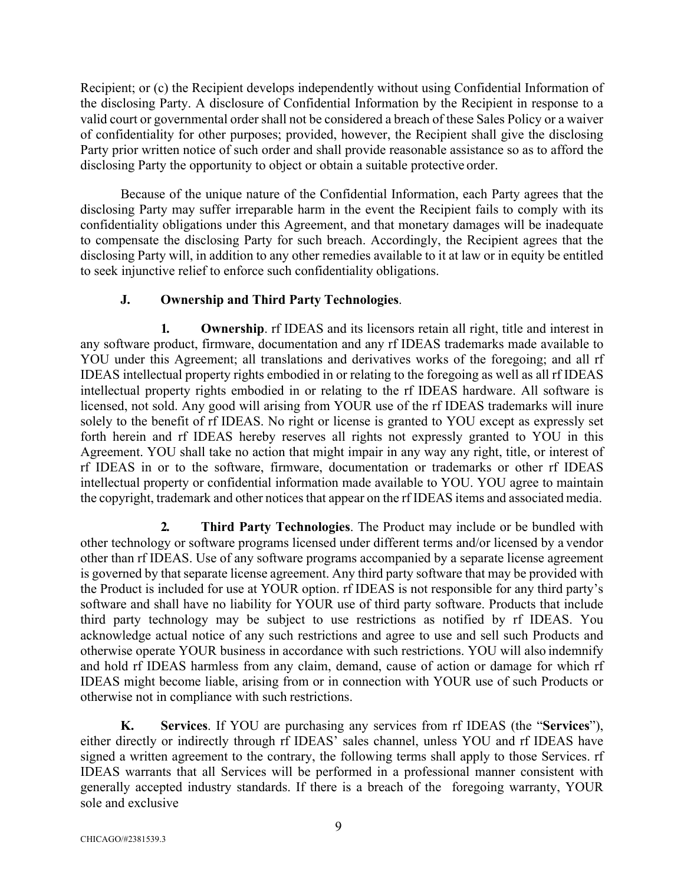Recipient; or (c) the Recipient develops independently without using Confidential Information of the disclosing Party. A disclosure of Confidential Information by the Recipient in response to a valid court or governmental order shall not be considered a breach of these Sales Policy or a waiver of confidentiality for other purposes; provided, however, the Recipient shall give the disclosing Party prior written notice of such order and shall provide reasonable assistance so as to afford the disclosing Party the opportunity to object or obtain a suitable protective order.

Because of the unique nature of the Confidential Information, each Party agrees that the disclosing Party may suffer irreparable harm in the event the Recipient fails to comply with its confidentiality obligations under this Agreement, and that monetary damages will be inadequate to compensate the disclosing Party for such breach. Accordingly, the Recipient agrees that the disclosing Party will, in addition to any other remedies available to it at law or in equity be entitled to seek injunctive relief to enforce such confidentiality obligations.

**J. Ownership and Third Party Technologies**.

**1. Ownership**. rf IDEAS and its licensors retain all right, title and interest in any software product, firmware, documentation and any rf IDEAS trademarks made available to YOU under this Agreement; all translations and derivatives works of the foregoing; and all rf IDEAS intellectual property rights embodied in or relating to the foregoing as well as all rf IDEAS intellectual property rights embodied in or relating to the rf IDEAS hardware. All software is licensed, not sold. Any good will arising from YOUR use of the rf IDEAS trademarks will inure solely to the benefit of rf IDEAS. No right or license is granted to YOU except as expressly set forth herein and rf IDEAS hereby reserves all rights not expressly granted to YOU in this Agreement. YOU shall take no action that might impair in any way any right, title, or interest of rf IDEAS in or to the software, firmware, documentation or trademarks or other rf IDEAS intellectual property or confidential information made available to YOU. YOU agree to maintain the copyright, trademark and other notices that appear on the rf IDEAS items and associated media.

**2. Third Party Technologies**. The Product may include or be bundled with other technology or software programs licensed under different terms and/or licensed by a vendor other than rf IDEAS. Use of any software programs accompanied by a separate license agreement is governed by that separate license agreement. Any third party software that may be provided with the Product is included for use at YOUR option. rf IDEAS is not responsible for any third party's software and shall have no liability for YOUR use of third party software. Products that include third party technology may be subject to use restrictions as notified by rf IDEAS. You acknowledge actual notice of any such restrictions and agree to use and sell such Products and otherwise operate YOUR business in accordance with such restrictions. YOU will also indemnify and hold rf IDEAS harmless from any claim, demand, cause of action or damage for which rf IDEAS might become liable, arising from or in connection with YOUR use of such Products or otherwise not in compliance with such restrictions.

**K. Services**. If YOU are purchasing any services from rf IDEAS (the "**Services**"), either directly or indirectly through rf IDEAS' sales channel, unless YOU and rf IDEAS have signed a written agreement to the contrary, the following terms shall apply to those Services. rf IDEAS warrants that all Services will be performed in a professional manner consistent with generally accepted industry standards. If there is a breach of the foregoing warranty, YOUR sole and exclusive

CHICAGO/#2381539.3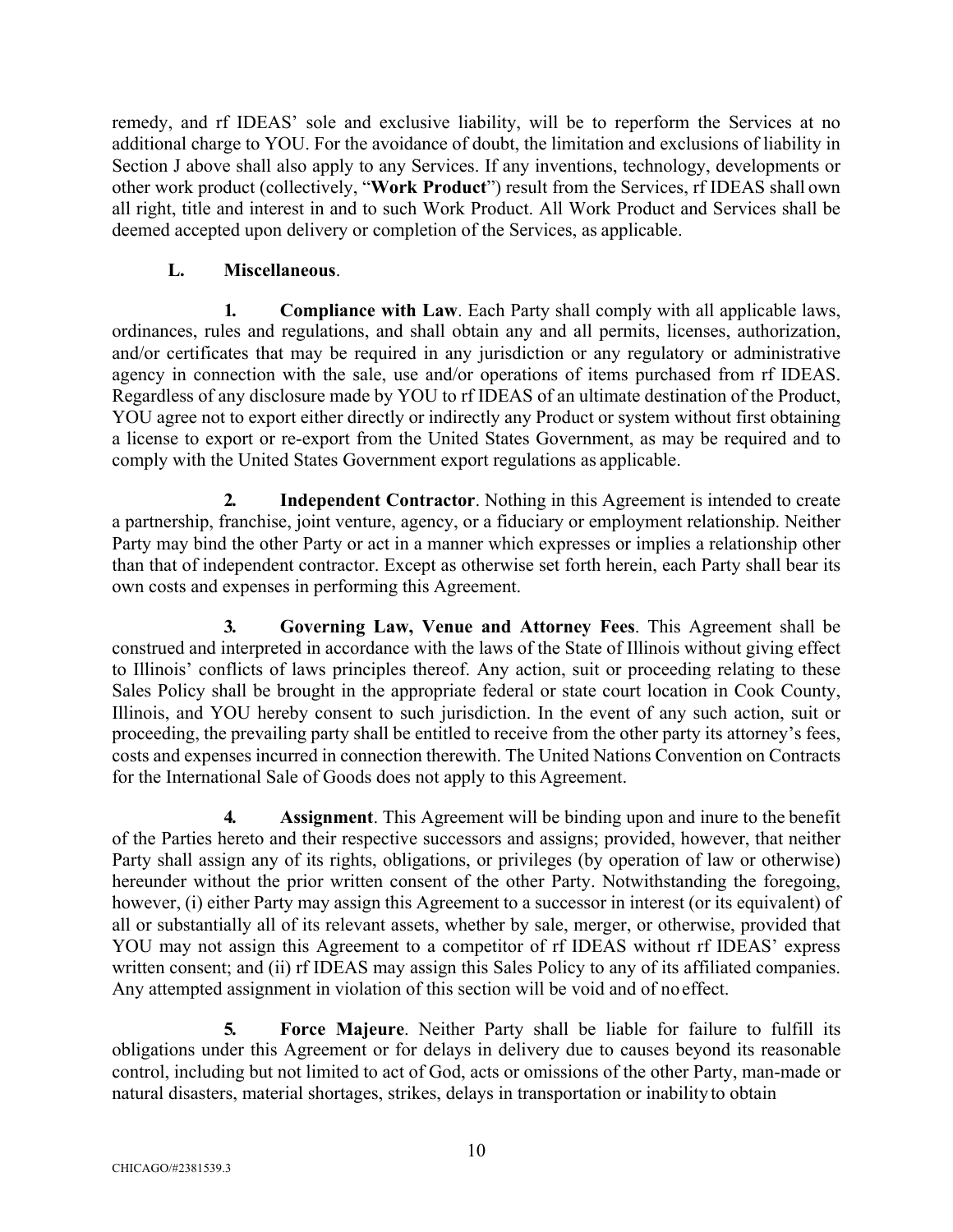remedy, and rf IDEAS' sole and exclusive liability, will be to reperform the Services at no additional charge to YOU. For the avoidance of doubt, the limitation and exclusions of liability in Section J above shall also apply to any Services. If any inventions, technology, developments or other work product (collectively, "**Work Product**") result from the Services, rf IDEAS shall own all right, title and interest in and to such Work Product. All Work Product and Services shall be deemed accepted upon delivery or completion of the Services, as applicable.

**L. Miscellaneous**.

**1. Compliance with Law**. Each Party shall comply with all applicable laws, ordinances, rules and regulations, and shall obtain any and all permits, licenses, authorization, and/or certificates that may be required in any jurisdiction or any regulatory or administrative agency in connection with the sale, use and/or operations of items purchased from rf IDEAS. Regardless of any disclosure made by YOU to rf IDEAS of an ultimate destination of the Product, YOU agree not to export either directly or indirectly any Product or system without first obtaining a license to export or re-export from the United States Government, as may be required and to comply with the United States Government export regulations as applicable.

**2. Independent Contractor**. Nothing in this Agreement is intended to create a partnership, franchise, joint venture, agency, or a fiduciary or employment relationship. Neither Party may bind the other Party or act in a manner which expresses or implies a relationship other than that of independent contractor. Except as otherwise set forth herein, each Party shall bear its own costs and expenses in performing this Agreement.

**3. Governing Law, Venue and Attorney Fees**. This Agreement shall be construed and interpreted in accordance with the laws of the State of Illinois without giving effect to Illinois' conflicts of laws principles thereof. Any action, suit or proceeding relating to these Sales Policy shall be brought in the appropriate federal or state court location in Cook County, Illinois, and YOU hereby consent to such jurisdiction. In the event of any such action, suit or proceeding, the prevailing party shall be entitled to receive from the other party its attorney's fees, costs and expenses incurred in connection therewith. The United Nations Convention on Contracts for the International Sale of Goods does not apply to this Agreement.

**4. Assignment**. This Agreement will be binding upon and inure to the benefit of the Parties hereto and their respective successors and assigns; provided, however, that neither Party shall assign any of its rights, obligations, or privileges (by operation of law or otherwise) hereunder without the prior written consent of the other Party. Notwithstanding the foregoing, however, (i) either Party may assign this Agreement to a successor in interest (or its equivalent) of all or substantially all of its relevant assets, whether by sale, merger, or otherwise, provided that YOU may not assign this Agreement to a competitor of rf IDEAS without rf IDEAS' express written consent; and (ii) rf IDEAS may assign this Sales Policy to any of its affiliated companies. Any attempted assignment in violation of this section will be void and of no effect.

**5. Force Majeure**. Neither Party shall be liable for failure to fulfill its obligations under this Agreement or for delays in delivery due to causes beyond its reasonable control, including but not limited to act of God, acts or omissions of the other Party, man-made or natural disasters, material shortages, strikes, delays in transportation or inability to obtain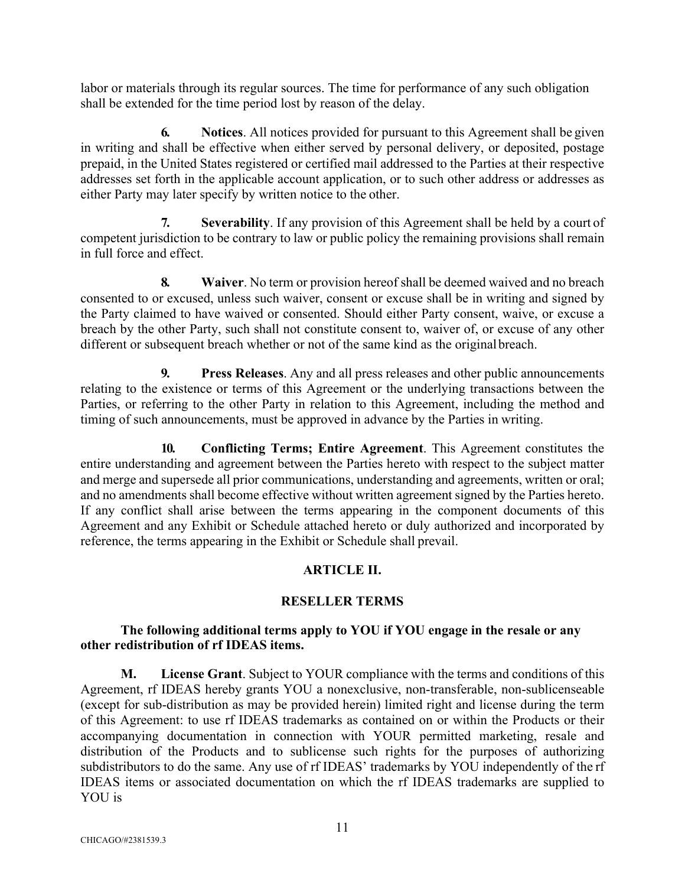labor or materials through its regular sources. The time for performance of any such obligation shall be extended for the time period lost by reason of the delay.

**6. Notices**. All notices provided for pursuant to this Agreement shall be given in writing and shall be effective when either served by personal delivery, or deposited, postage prepaid, in the United States registered or certified mail addressed to the Parties at their respective addresses set forth in the applicable account application, or to such other address or addresses as either Party may later specify by written notice to the other.

**7. Severability**. If any provision of this Agreement shall be held by a court of competent jurisdiction to be contrary to law or public policy the remaining provisions shall remain in full force and effect.

**8. Waiver**. No term or provision hereof shall be deemed waived and no breach consented to or excused, unless such waiver, consent or excuse shall be in writing and signed by the Party claimed to have waived or consented. Should either Party consent, waive, or excuse a breach by the other Party, such shall not constitute consent to, waiver of, or excuse of any other different or subsequent breach whether or not of the same kind as the original breach.

**9. Press Releases**. Any and all press releases and other public announcements relating to the existence or terms of this Agreement or the underlying transactions between the Parties, or referring to the other Party in relation to this Agreement, including the method and timing of such announcements, must be approved in advance by the Parties in writing.

**10. Conflicting Terms; Entire Agreement**. This Agreement constitutes the entire understanding and agreement between the Parties hereto with respect to the subject matter and merge and supersede all prior communications, understanding and agreements, written or oral; and no amendments shall become effective without written agreement signed by the Parties hereto. If any conflict shall arise between the terms appearing in the component documents of this Agreement and any Exhibit or Schedule attached hereto or duly authorized and incorporated by reference, the terms appearing in the Exhibit or Schedule shall prevail.

## ARTICLE II.

## RESELLER TERMS

**The following additional terms apply to YOU if YOU engage in the resale or any other redistribution of rf IDEAS items.**

**M. License Grant**. Subject to YOUR compliance with the terms and conditions of this Agreement, rf IDEAS hereby grants YOU a nonexclusive, non-transferable, non-sublicenseable (except for sub-distribution as may be provided herein) limited right and license during the term of this Agreement: to use rf IDEAS trademarks as contained on or within the Products or their accompanying documentation in connection with YOUR permitted marketing, resale and distribution of the Products and to sublicense such rights for the purposes of authorizing subdistributors to do the same. Any use of rf IDEAS' trademarks by YOU independently of the rf IDEAS items or associated documentation on which the rf IDEAS trademarks are supplied to YOU is

CHICAGO/#2381539.3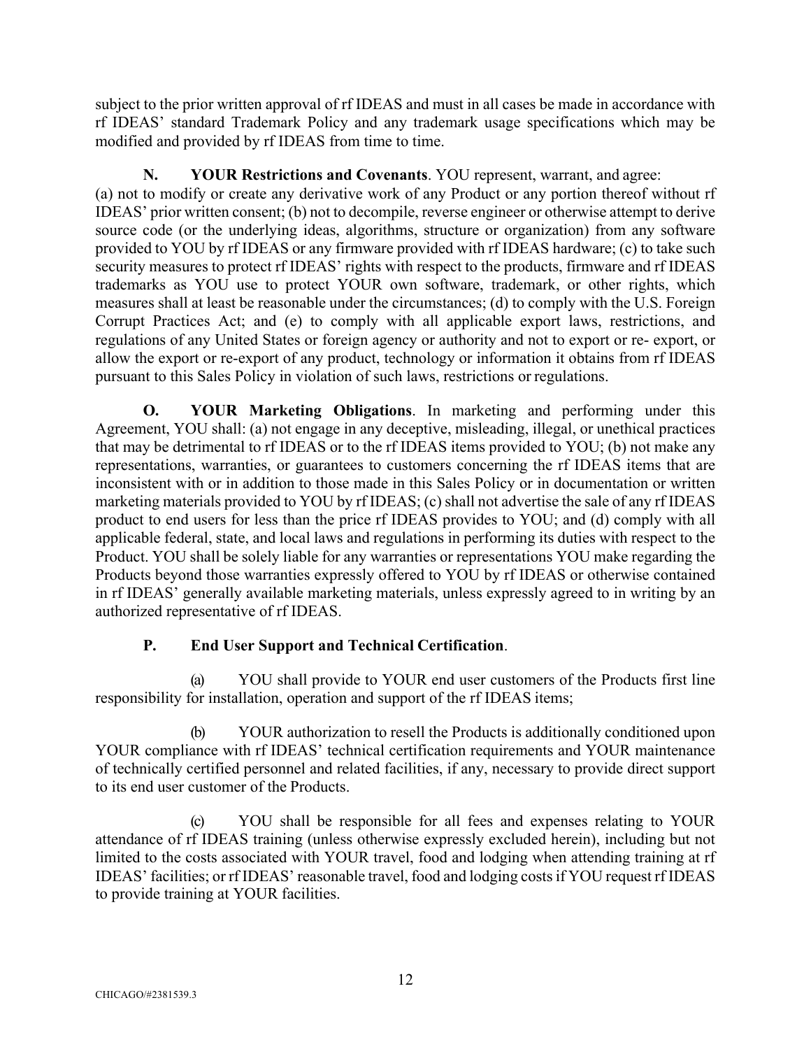subject to the prior written approval of rf IDEAS and must in all cases be made in accordance with rf IDEAS' standard Trademark Policy and any trademark usage specifications which may be modified and provided by rf IDEAS from time to time.

**N. YOUR Restrictions and Covenants**. YOU represent, warrant, and agree: (a) not to modify or create any derivative work of any Product or any portion thereof without rf IDEAS' prior written consent; (b) not to decompile, reverse engineer or otherwise attempt to derive source code (or the underlying ideas, algorithms, structure or organization) from any software provided to YOU by rf IDEAS or any firmware provided with rf IDEAS hardware; (c) to take such security measures to protect rf IDEAS' rights with respect to the products, firmware and rf IDEAS trademarks as YOU use to protect YOUR own software, trademark, or other rights, which measures shall at least be reasonable under the circumstances; (d) to comply with the U.S. Foreign Corrupt Practices Act; and (e) to comply with all applicable export laws, restrictions, and regulations of any United States or foreign agency or authority and not to export or re- export, or allow the export or re-export of any product, technology or information it obtains from rf IDEAS pursuant to this Sales Policy in violation of such laws, restrictions or regulations.

**O. YOUR Marketing Obligations**. In marketing and performing under this Agreement, YOU shall: (a) not engage in any deceptive, misleading, illegal, or unethical practices that may be detrimental to rf IDEAS or to the rf IDEAS items provided to YOU; (b) not make any representations, warranties, or guarantees to customers concerning the rf IDEAS items that are inconsistent with or in addition to those made in this Sales Policy or in documentation or written marketing materials provided to YOU by rf IDEAS; (c) shall not advertise the sale of any rf IDEAS product to end users for less than the price rf IDEAS provides to YOU; and (d) comply with all applicable federal, state, and local laws and regulations in performing its duties with respect to the Product. YOU shall be solely liable for any warranties or representations YOU make regarding the Products beyond those warranties expressly offered to YOU by rf IDEAS or otherwise contained in rf IDEAS' generally available marketing materials, unless expressly agreed to in writing by an authorized representative of rf IDEAS.

**P. End User Support and Technical Certification**.

(a) YOU shall provide to YOUR end user customers of the Products first line responsibility for installation, operation and support of the rf IDEAS items;

(b) YOUR authorization to resell the Products is additionally conditioned upon YOUR compliance with rf IDEAS' technical certification requirements and YOUR maintenance of technically certified personnel and related facilities, if any, necessary to provide direct support to its end user customer of the Products.

(c) YOU shall be responsible for all fees and expenses relating to YOUR attendance of rf IDEAS training (unless otherwise expressly excluded herein), including but not limited to the costs associated with YOUR travel, food and lodging when attending training at rf IDEAS' facilities; or rf IDEAS' reasonable travel, food and lodging costs if YOU request rf IDEAS to provide training at YOUR facilities.

CHICAGO/#2381539.3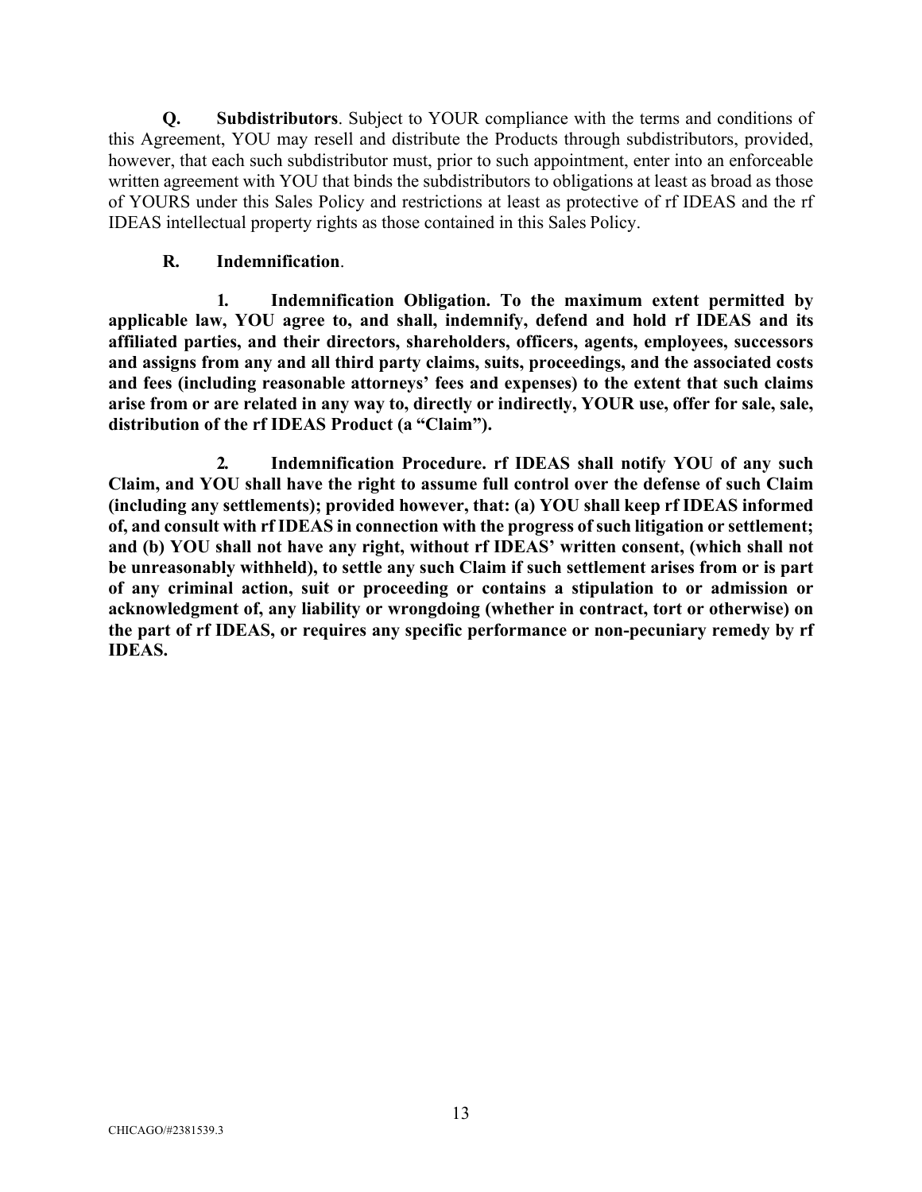**Q. Subdistributors**. Subject to YOUR compliance with the terms and conditions of this Agreement, YOU may resell and distribute the Products through subdistributors, provided, however, that each such subdistributor must, prior to such appointment, enter into an enforceable written agreement with YOU that binds the subdistributors to obligations at least as broad as those of YOURS under this Sales Policy and restrictions at least as protective of rf IDEAS and the rf IDEAS intellectual property rights as those contained in this Sales Policy.

**R. Indemnification**.

**1. Indemnification Obligation. To the maximum extent permitted by applicable law, YOU agree to, and shall, indemnify, defend and hold rf IDEAS and its affiliated parties, and their directors, shareholders, officers, agents, employees, successors and assigns from any and all third party claims, suits, proceedings, and the associated costs and fees (including reasonable attorneys' fees and expenses) to the extent that such claims arise from or are related in any way to, directly or indirectly, YOUR use, offer for sale, sale, distribution of the rf IDEAS Product (a "Claim").**

**2. Indemnification Procedure. rf IDEAS shall notify YOU of any such Claim, and YOU shall have the right to assume full control over the defense of such Claim (including any settlements); provided however, that: (a) YOU shall keep rf IDEAS informed of, and consult with rf IDEAS in connection with the progress of such litigation or settlement; and (b) YOU shall not have any right, without rf IDEAS' written consent, (which shall not be unreasonably withheld), to settle any such Claim if such settlement arises from or is part of any criminal action, suit or proceeding or contains a stipulation to or admission or acknowledgment of, any liability or wrongdoing (whether in contract, tort or otherwise) on the part of rf IDEAS, or requires any specific performance or non-pecuniary remedy by rf IDEAS.**

CHICAGO/#2381539.3